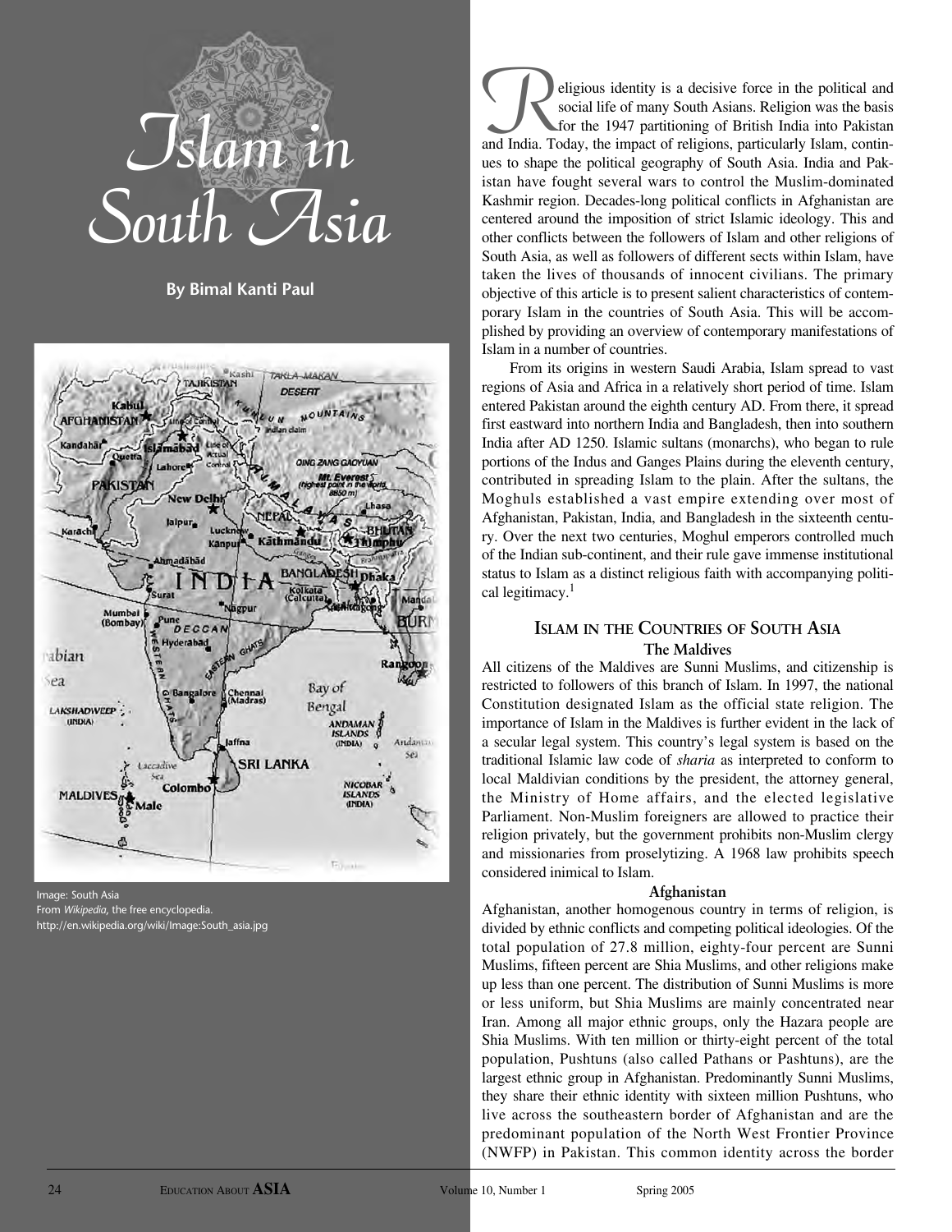# Islam in South Asia

**By Bimal Kanti Paul**

Image: South Asia
From *Wikipedia*, the free encyclopedia.
http://en.wikipedia.org/wiki/Image:South_asia.jpg

Religious identity is a decisive force in the political and social life of many South Asians. Religion was the basis for the 1947 partitioning of British India into Pakistan and India. Today, the impact of religions, particularly Islam, continues to shape the political geography of South Asia. India and Pakistan have fought several wars to control the Muslim-dominated Kashmir region. Decades-long political conflicts in Afghanistan are centered around the imposition of strict Islamic ideology. This and other conflicts between the followers of Islam and other religions of South Asia, as well as followers of different sects within Islam, have taken the lives of thousands of innocent civilians. The primary objective of this article is to present salient characteristics of contemporary Islam in the countries of South Asia. This will be accomplished by providing an overview of contemporary manifestations of Islam in a number of countries.

From its origins in western Saudi Arabia, Islam spread to vast regions of Asia and Africa in a relatively short period of time. Islam entered Pakistan around the eighth century AD. From there, it spread first eastward into northern India and Bangladesh, then into southern India after AD 1250. Islamic sultans (monarchs), who began to rule portions of the Indus and Ganges Plains during the eleventh century, contributed in spreading Islam to the plain. After the sultans, the Moghuls established a vast empire extending over most of Afghanistan, Pakistan, India, and Bangladesh in the sixteenth century. Over the next two centuries, Moghul emperors controlled much of the Indian sub-continent, and their rule gave immense institutional status to Islam as a distinct religious faith with accompanying political legitimacy.[1]

## Islam in the Countries of South Asia

### The Maldives

All citizens of the Maldives are Sunni Muslims, and citizenship is restricted to followers of this branch of Islam. In 1997, the national Constitution designated Islam as the official state religion. The importance of Islam in the Maldives is further evident in the lack of a secular legal system. This country's legal system is based on the traditional Islamic law code of *sharia* as interpreted to conform to local Maldivian conditions by the president, the attorney general, the Ministry of Home affairs, and the elected legislative Parliament. Non-Muslim foreigners are allowed to practice their religion privately, but the government prohibits non-Muslim clergy and missionaries from proselytizing. A 1968 law prohibits speech considered inimical to Islam.

### Afghanistan

Afghanistan, another homogenous country in terms of religion, is divided by ethnic conflicts and competing political ideologies. Of the total population of 27.8 million, eighty-four percent are Sunni Muslims, fifteen percent are Shia Muslims, and other religions make up less than one percent. The distribution of Sunni Muslims is more or less uniform, but Shia Muslims are mainly concentrated near Iran. Among all major ethnic groups, only the Hazara people are Shia Muslims. With ten million or thirty-eight percent of the total population, Pushtuns (also called Pathans or Pashtuns), are the largest ethnic group in Afghanistan. Predominantly Sunni Muslims, they share their ethnic identity with sixteen million Pushtuns, who live across the southeastern border of Afghanistan and are the predominant population of the North West Frontier Province (NWFP) in Pakistan. This common identity across the border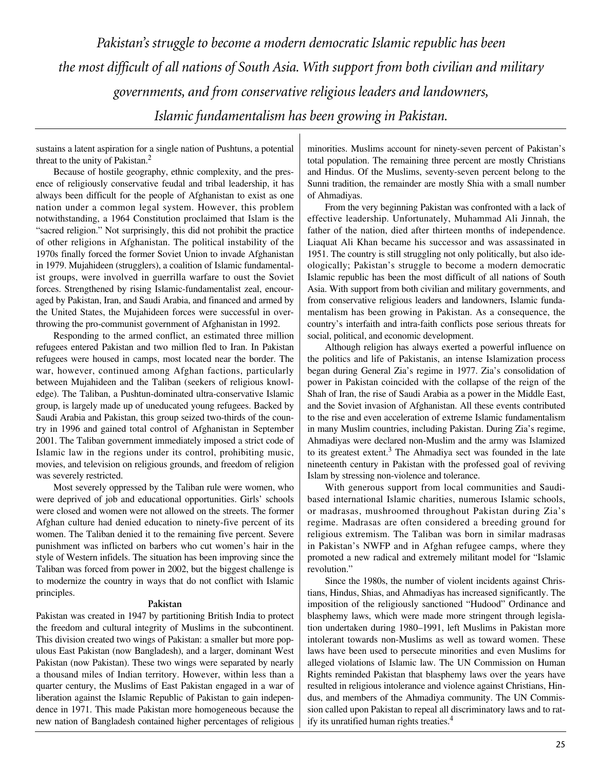*Pakistan's struggle to become a modern democratic Islamic republic has been the most difficult of all nations of South Asia. With support from both civilian and military governments, and from conservative religious leaders and landowners, Islamic fundamentalism has been growing in Pakistan.*

---

sustains a latent aspiration for a single nation of Pushtuns, a potential threat to the unity of Pakistan.[2]

Because of hostile geography, ethnic complexity, and the presence of religiously conservative feudal and tribal leadership, it has always been difficult for the people of Afghanistan to exist as one nation under a common legal system. However, this problem notwithstanding, a 1964 Constitution proclaimed that Islam is the "sacred religion." Not surprisingly, this did not prohibit the practice of other religions in Afghanistan. The political instability of the 1970s finally forced the former Soviet Union to invade Afghanistan in 1979. Mujahideen (strugglers), a coalition of Islamic fundamentalist groups, were involved in guerrilla warfare to oust the Soviet forces. Strengthened by rising Islamic-fundamentalist zeal, encouraged by Pakistan, Iran, and Saudi Arabia, and financed and armed by the United States, the Mujahideen forces were successful in overthrowing the pro-communist government of Afghanistan in 1992.

Responding to the armed conflict, an estimated three million refugees entered Pakistan and two million fled to Iran. In Pakistan refugees were housed in camps, most located near the border. The war, however, continued among Afghan factions, particularly between Mujahideen and the Taliban (seekers of religious knowledge). The Taliban, a Pushtun-dominated ultra-conservative Islamic group, is largely made up of uneducated young refugees. Backed by Saudi Arabia and Pakistan, this group seized two-thirds of the country in 1996 and gained total control of Afghanistan in September 2001. The Taliban government immediately imposed a strict code of Islamic law in the regions under its control, prohibiting music, movies, and television on religious grounds, and freedom of religion was severely restricted.

Most severely oppressed by the Taliban rule were women, who were deprived of job and educational opportunities. Girls' schools were closed and women were not allowed on the streets. The former Afghan culture had denied education to ninety-five percent of its women. The Taliban denied it to the remaining five percent. Severe punishment was inflicted on barbers who cut women's hair in the style of Western infidels. The situation has been improving since the Taliban was forced from power in 2002, but the biggest challenge is to modernize the country in ways that do not conflict with Islamic principles.

### Pakistan

Pakistan was created in 1947 by partitioning British India to protect the freedom and cultural integrity of Muslims in the subcontinent. This division created two wings of Pakistan: a smaller but more populous East Pakistan (now Bangladesh), and a larger, dominant West Pakistan (now Pakistan). These two wings were separated by nearly a thousand miles of Indian territory. However, within less than a quarter century, the Muslims of East Pakistan engaged in a war of liberation against the Islamic Republic of Pakistan to gain independence in 1971. This made Pakistan more homogeneous because the new nation of Bangladesh contained higher percentages of religious minorities. Muslims account for ninety-seven percent of Pakistan's total population. The remaining three percent are mostly Christians and Hindus. Of the Muslims, seventy-seven percent belong to the Sunni tradition, the remainder are mostly Shia with a small number of Ahmadiyas.

From the very beginning Pakistan was confronted with a lack of effective leadership. Unfortunately, Muhammad Ali Jinnah, the father of the nation, died after thirteen months of independence. Liaquat Ali Khan became his successor and was assassinated in 1951. The country is still struggling not only politically, but also ideologically; Pakistan's struggle to become a modern democratic Islamic republic has been the most difficult of all nations of South Asia. With support from both civilian and military governments, and from conservative religious leaders and landowners, Islamic fundamentalism has been growing in Pakistan. As a consequence, the country's interfaith and intra-faith conflicts pose serious threats for social, political, and economic development.

Although religion has always exerted a powerful influence on the politics and life of Pakistanis, an intense Islamization process began during General Zia's regime in 1977. Zia's consolidation of power in Pakistan coincided with the collapse of the reign of the Shah of Iran, the rise of Saudi Arabia as a power in the Middle East, and the Soviet invasion of Afghanistan. All these events contributed to the rise and even acceleration of extreme Islamic fundamentalism in many Muslim countries, including Pakistan. During Zia's regime, Ahmadiyas were declared non-Muslim and the army was Islamized to its greatest extent.[3] The Ahmadiya sect was founded in the late nineteenth century in Pakistan with the professed goal of reviving Islam by stressing non-violence and tolerance.

With generous support from local communities and Saudi-based international Islamic charities, numerous Islamic schools, or madrasas, mushroomed throughout Pakistan during Zia's regime. Madrasas are often considered a breeding ground for religious extremism. The Taliban was born in similar madrasas in Pakistan's NWFP and in Afghan refugee camps, where they promoted a new radical and extremely militant model for "Islamic revolution."

Since the 1980s, the number of violent incidents against Christians, Hindus, Shias, and Ahmadiyas has increased significantly. The imposition of the religiously sanctioned "Hudood" Ordinance and blasphemy laws, which were made more stringent through legislation undertaken during 1980–1991, left Muslims in Pakistan more intolerant towards non-Muslims as well as toward women. These laws have been used to persecute minorities and even Muslims for alleged violations of Islamic law. The UN Commission on Human Rights reminded Pakistan that blasphemy laws over the years have resulted in religious intolerance and violence against Christians, Hindus, and members of the Ahmadiya community. The UN Commission called upon Pakistan to repeal all discriminatory laws and to ratify its unratified human rights treaties.[4]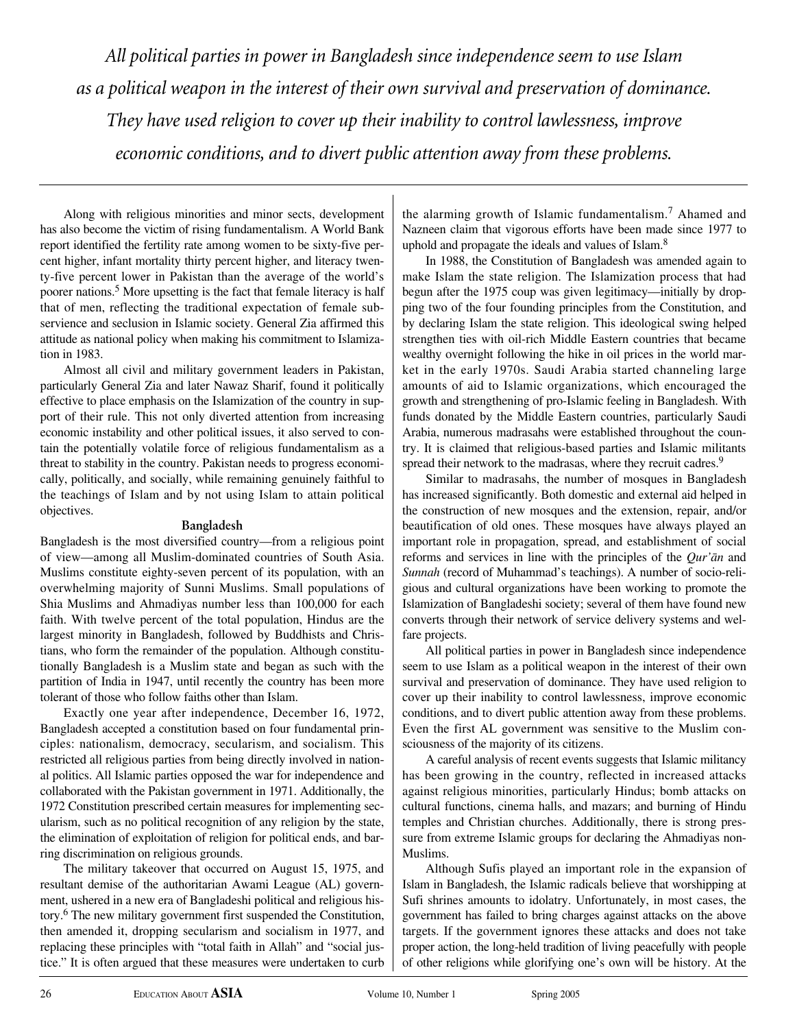*All political parties in power in Bangladesh since independence seem to use Islam as a political weapon in the interest of their own survival and preservation of dominance. They have used religion to cover up their inability to control lawlessness, improve economic conditions, and to divert public attention away from these problems.*

Along with religious minorities and minor sects, development has also become the victim of rising fundamentalism. A World Bank report identified the fertility rate among women to be sixty-five percent higher, infant mortality thirty percent higher, and literacy twenty-five percent lower in Pakistan than the average of the world's poorer nations.[5] More upsetting is the fact that female literacy is half that of men, reflecting the traditional expectation of female subservience and seclusion in Islamic society. General Zia affirmed this attitude as national policy when making his commitment to Islamization in 1983.

Almost all civil and military government leaders in Pakistan, particularly General Zia and later Nawaz Sharif, found it politically effective to place emphasis on the Islamization of the country in support of their rule. This not only diverted attention from increasing economic instability and other political issues, it also served to contain the potentially volatile force of religious fundamentalism as a threat to stability in the country. Pakistan needs to progress economically, politically, and socially, while remaining genuinely faithful to the teachings of Islam and by not using Islam to attain political objectives.

**Bangladesh**

Bangladesh is the most diversified country—from a religious point of view—among all Muslim-dominated countries of South Asia. Muslims constitute eighty-seven percent of its population, with an overwhelming majority of Sunni Muslims. Small populations of Shia Muslims and Ahmadiyas number less than 100,000 for each faith. With twelve percent of the total population, Hindus are the largest minority in Bangladesh, followed by Buddhists and Christians, who form the remainder of the population. Although constitutionally Bangladesh is a Muslim state and began as such with the partition of India in 1947, until recently the country has been more tolerant of those who follow faiths other than Islam.

Exactly one year after independence, December 16, 1972, Bangladesh accepted a constitution based on four fundamental principles: nationalism, democracy, secularism, and socialism. This restricted all religious parties from being directly involved in national politics. All Islamic parties opposed the war for independence and collaborated with the Pakistan government in 1971. Additionally, the 1972 Constitution prescribed certain measures for implementing secularism, such as no political recognition of any religion by the state, the elimination of exploitation of religion for political ends, and barring discrimination on religious grounds.

The military takeover that occurred on August 15, 1975, and resultant demise of the authoritarian Awami League (AL) government, ushered in a new era of Bangladeshi political and religious history.[6] The new military government first suspended the Constitution, then amended it, dropping secularism and socialism in 1977, and replacing these principles with "total faith in Allah" and "social justice." It is often argued that these measures were undertaken to curb the alarming growth of Islamic fundamentalism.[7] Ahamed and Nazneen claim that vigorous efforts have been made since 1977 to uphold and propagate the ideals and values of Islam.[8]

In 1988, the Constitution of Bangladesh was amended again to make Islam the state religion. The Islamization process that had begun after the 1975 coup was given legitimacy—initially by dropping two of the four founding principles from the Constitution, and by declaring Islam the state religion. This ideological swing helped strengthen ties with oil-rich Middle Eastern countries that became wealthy overnight following the hike in oil prices in the world market in the early 1970s. Saudi Arabia started channeling large amounts of aid to Islamic organizations, which encouraged the growth and strengthening of pro-Islamic feeling in Bangladesh. With funds donated by the Middle Eastern countries, particularly Saudi Arabia, numerous madrasahs were established throughout the country. It is claimed that religious-based parties and Islamic militants spread their network to the madrasas, where they recruit cadres.[9]

Similar to madrasahs, the number of mosques in Bangladesh has increased significantly. Both domestic and external aid helped in the construction of new mosques and the extension, repair, and/or beautification of old ones. These mosques have always played an important role in propagation, spread, and establishment of social reforms and services in line with the principles of the *Qur'ān* and *Sunnah* (record of Muhammad's teachings). A number of socio-religious and cultural organizations have been working to promote the Islamization of Bangladeshi society; several of them have found new converts through their network of service delivery systems and welfare projects.

All political parties in power in Bangladesh since independence seem to use Islam as a political weapon in the interest of their own survival and preservation of dominance. They have used religion to cover up their inability to control lawlessness, improve economic conditions, and to divert public attention away from these problems. Even the first AL government was sensitive to the Muslim consciousness of the majority of its citizens.

A careful analysis of recent events suggests that Islamic militancy has been growing in the country, reflected in increased attacks against religious minorities, particularly Hindus; bomb attacks on cultural functions, cinema halls, and mazars; and burning of Hindu temples and Christian churches. Additionally, there is strong pressure from extreme Islamic groups for declaring the Ahmadiyas non-Muslims.

Although Sufis played an important role in the expansion of Islam in Bangladesh, the Islamic radicals believe that worshipping at Sufi shrines amounts to idolatry. Unfortunately, in most cases, the government has failed to bring charges against attacks on the above targets. If the government ignores these attacks and does not take proper action, the long-held tradition of living peacefully with people of other religions while glorifying one's own will be history. At the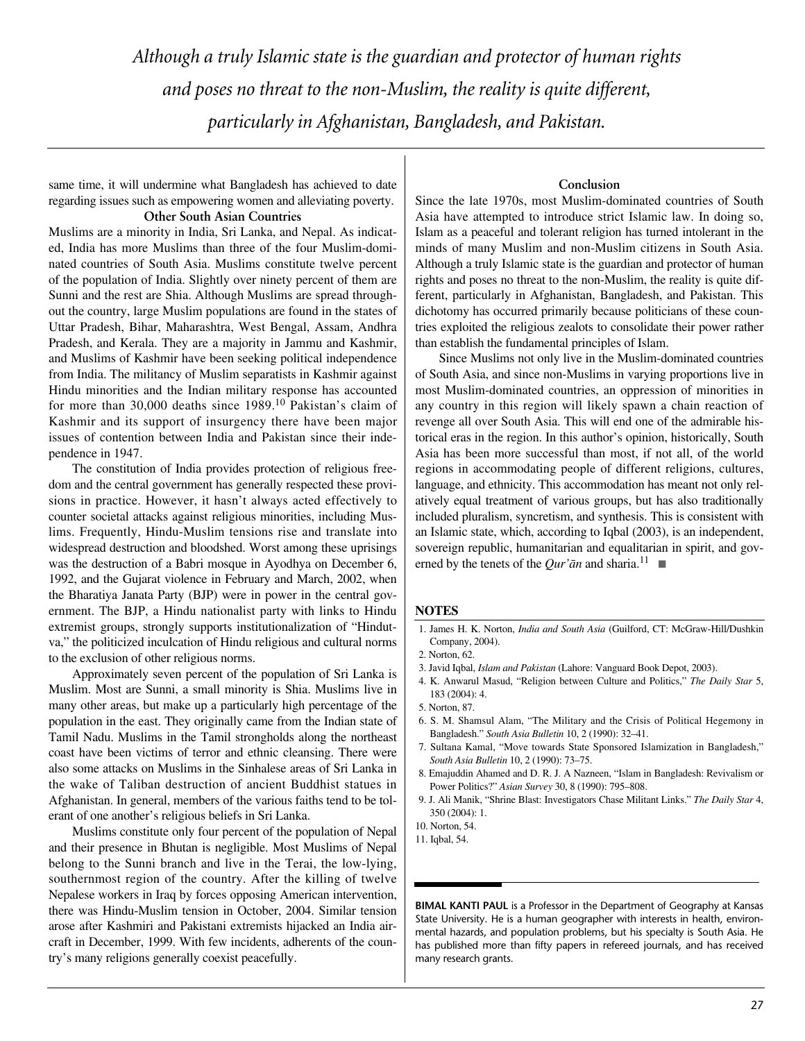*Although a truly Islamic state is the guardian and protector of human rights and poses no threat to the non-Muslim, the reality is quite different, particularly in Afghanistan, Bangladesh, and Pakistan.*

same time, it will undermine what Bangladesh has achieved to date regarding issues such as empowering women and alleviating poverty.

### Other South Asian Countries

Muslims are a minority in India, Sri Lanka, and Nepal. As indicated, India has more Muslims than three of the four Muslim-dominated countries of South Asia. Muslims constitute twelve percent of the population of India. Slightly over ninety percent of them are Sunni and the rest are Shia. Although Muslims are spread throughout the country, large Muslim populations are found in the states of Uttar Pradesh, Bihar, Maharashtra, West Bengal, Assam, Andhra Pradesh, and Kerala. They are a majority in Jammu and Kashmir, and Muslims of Kashmir have been seeking political independence from India. The militancy of Muslim separatists in Kashmir against Hindu minorities and the Indian military response has accounted for more than 30,000 deaths since 1989.[10] Pakistan's claim of Kashmir and its support of insurgency there have been major issues of contention between India and Pakistan since their independence in 1947.

The constitution of India provides protection of religious freedom and the central government has generally respected these provisions in practice. However, it hasn't always acted effectively to counter societal attacks against religious minorities, including Muslims. Frequently, Hindu-Muslim tensions rise and translate into widespread destruction and bloodshed. Worst among these uprisings was the destruction of a Babri mosque in Ayodhya on December 6, 1992, and the Gujarat violence in February and March, 2002, when the Bharatiya Janata Party (BJP) were in power in the central government. The BJP, a Hindu nationalist party with links to Hindu extremist groups, strongly supports institutionalization of "Hindutva," the politicized inculcation of Hindu religious and cultural norms to the exclusion of other religious norms.

Approximately seven percent of the population of Sri Lanka is Muslim. Most are Sunni, a small minority is Shia. Muslims live in many other areas, but make up a particularly high percentage of the population in the east. They originally came from the Indian state of Tamil Nadu. Muslims in the Tamil strongholds along the northeast coast have been victims of terror and ethnic cleansing. There were also some attacks on Muslims in the Sinhalese areas of Sri Lanka in the wake of Taliban destruction of ancient Buddhist statues in Afghanistan. In general, members of the various faiths tend to be tolerant of one another's religious beliefs in Sri Lanka.

Muslims constitute only four percent of the population of Nepal and their presence in Bhutan is negligible. Most Muslims of Nepal belong to the Sunni branch and live in the Terai, the low-lying, southernmost region of the country. After the killing of twelve Nepalese workers in Iraq by forces opposing American intervention, there was Hindu-Muslim tension in October, 2004. Similar tension arose after Kashmiri and Pakistani extremists hijacked an India aircraft in December, 1999. With few incidents, adherents of the country's many religions generally coexist peacefully.

### Conclusion

Since the late 1970s, most Muslim-dominated countries of South Asia have attempted to introduce strict Islamic law. In doing so, Islam as a peaceful and tolerant religion has turned intolerant in the minds of many Muslim and non-Muslim citizens in South Asia. Although a truly Islamic state is the guardian and protector of human rights and poses no threat to the non-Muslim, the reality is quite different, particularly in Afghanistan, Bangladesh, and Pakistan. This dichotomy has occurred primarily because politicians of these countries exploited the religious zealots to consolidate their power rather than establish the fundamental principles of Islam.

Since Muslims not only live in the Muslim-dominated countries of South Asia, and since non-Muslims in varying proportions live in most Muslim-dominated countries, an oppression of minorities in any country in this region will likely spawn a chain reaction of revenge all over South Asia. This will end one of the admirable historical eras in the region. In this author's opinion, historically, South Asia has been more successful than most, if not all, of the world regions in accommodating people of different religions, cultures, language, and ethnicity. This accommodation has meant not only relatively equal treatment of various groups, but has also traditionally included pluralism, syncretism, and synthesis. This is consistent with an Islamic state, which, according to Iqbal (2003), is an independent, sovereign republic, humanitarian and equalitarian in spirit, and governed by the tenets of the *Qur'ān* and sharia.[11] ■

## NOTES

1. James H. K. Norton, *India and South Asia* (Guilford, CT: McGraw-Hill/Dushkin Company, 2004).
2. Norton, 62.
3. Javid Iqbal, *Islam and Pakistan* (Lahore: Vanguard Book Depot, 2003).
4. K. Anwarul Masud, "Religion between Culture and Politics," *The Daily Star* 5, 183 (2004): 4.
5. Norton, 87.
6. S. M. Shamsul Alam, "The Military and the Crisis of Political Hegemony in Bangladesh." *South Asia Bulletin* 10, 2 (1990): 32–41.
7. Sultana Kamal, "Move towards State Sponsored Islamization in Bangladesh," *South Asia Bulletin* 10, 2 (1990): 73–75.
8. Emajuddin Ahamed and D. R. J. A Nazneen, "Islam in Bangladesh: Revivalism or Power Politics?" *Asian Survey* 30, 8 (1990): 795–808.
9. J. Ali Manik, "Shrine Blast: Investigators Chase Militant Links." *The Daily Star* 4, 350 (2004): 1.
10. Norton, 54.
11. Iqbal, 54.

**BIMAL KANTI PAUL** is a Professor in the Department of Geography at Kansas State University. He is a human geographer with interests in health, environmental hazards, and population problems, but his specialty is South Asia. He has published more than fifty papers in refereed journals, and has received many research grants.